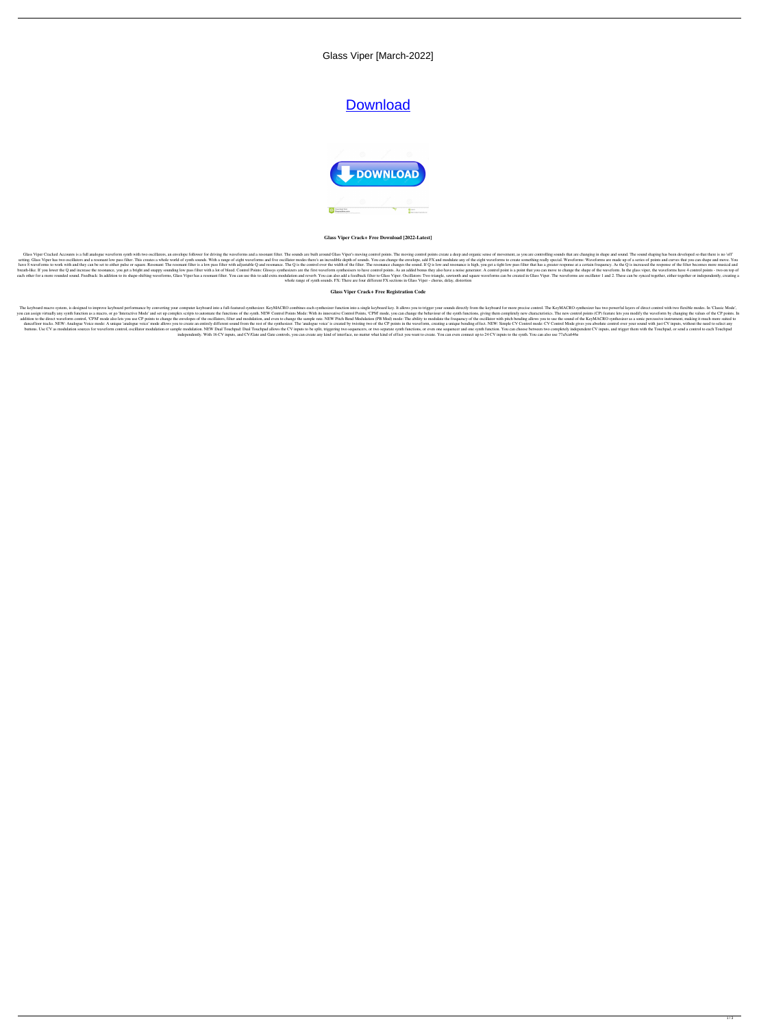# Glass Viper [March-2022]

Download

**Glass Viper Crack+ Free Download [2022-Latest]**

Glass Viper Cracked Accounts is a full analogue waveform synth with two oscillators, an envelope follower for driving the waveforms and a resonant filter. The sounds are built around Glass Viper's moving control points. The moving control points create a deep and organic sense of movement, as you are controlling sounds that are changing in shape and sound. The sound shaping has been developed so that there is no 'off' setting. Glass Viper has two oscillators and a resonant low pass filter. This creates a whole world of synth sounds. With a range of eight waveforms and five oscillator modes there's an incredible depth of sounds. You can change the envelope, add FX and modulate any of the eight waveforms to create something really special. Waveforms: Waveforms are made up of a series of points and curves that you can shape and move. You have 8 waveforms to work with and they can be set to either pulse or square. Resonant: The resonant filter is a low pass filter with adjustable Q and resonance. The Q is the control over the width of the filter. The resonance changes the sound. If Q is low and resonance is high, you get a tight low pass filter that has a greater response at a certain frequency. As the Q is increased the response of the filter becomes more musical and breath-like. If you lower the Q and increase the resonance, you get a bright and snappy sounding low pass filter with a lot of bleed. Control Points: Glossys synthesizers are the first waveform synthesizers to have control points. As an added bonus they also have a noise generator. A control point is a point that you can move to change the shape of the waveform. In the glass viper, the waveforms have 4 control points - two on top of each other for a more rounded sound. Feedback: In addition to its shape-shifting waveforms, Glass Viper has a resonant filter. You can use this to add extra modulation and reverb. You can also add a feedback filter to Glass Viper. Oscillators: Two triangle, sawtooth and square waveforms can be created in Glass Viper. The waveforms are oscillator 1 and 2. These can be synced together, either together or independently, creating a whole range of synth sounds. FX: There are four different FX sections in Glass Viper - chorus, delay, distortion

**Glass Viper Crack+ Free Registration Code**

The keyboard macro system, is designed to improve keyboard performance by converting your computer keyboard into a full-featured synthesizer. KeyMACRO combines each synthesizer function into a single keyboard key. It allows you to trigger your sounds directly from the keyboard for more precise control. The KeyMACRO synthesizer has two powerful layers of direct control with two flexible modes. In 'Classic Mode', you can assign virtually any synth function as a macro, or go 'Interactive Mode' and set up complex scripts to automate the functions of the synth. NEW Control Points Mode: With its innovative Control Points, 'CPM' mode, you can change the behaviour of the synth functions, giving them completely new characteristics. The new control points (CP) feature lets you modify the waveform by changing the values of the CP points. In addition to the direct waveform control, 'CPM' mode also lets you use CP points to change the envelopes of the oscillators, filter and modulation, and even to change the sample rate. NEW Pitch Bend Modulation (PB Mod) mode: The ability to modulate the frequency of the oscillator with pitch bending allows you to use the sound of the KeyMACRO synthesizer as a sonic percussive instrument, making it much more suited to dancefloor tracks. NEW: Analogue Voice mode: A unique 'analogue voice' mode allows you to create an entirely different sound from the rest of the synthesizer. The 'analogue voice' is created by twisting two of the CP points in the waveform, creating a unique bending effect. NEW: Simple CV Control mode: CV Control Mode gives you absolute control over your sound with just CV inputs, without the need to select any buttons. Use CV as modulation sources for waveform control, oscillator modulation or sample modulation. NEW Dual Touchpad: Dual Touchpad allows the CV inputs to be split, triggering two sequencers, or two separate synth functions, or even one sequencer and one synth function. You can choose between two completely independent CV inputs, and trigger them with the Touchpad, or send a control to each Touchpad independently. With 16 CV inputs, and CV/Gate and Gate controls, you can create any kind of interface, no matter what kind of effect you want to create. You can even connect up to 24 CV inputs to the synth. You can also use 77a5ca646e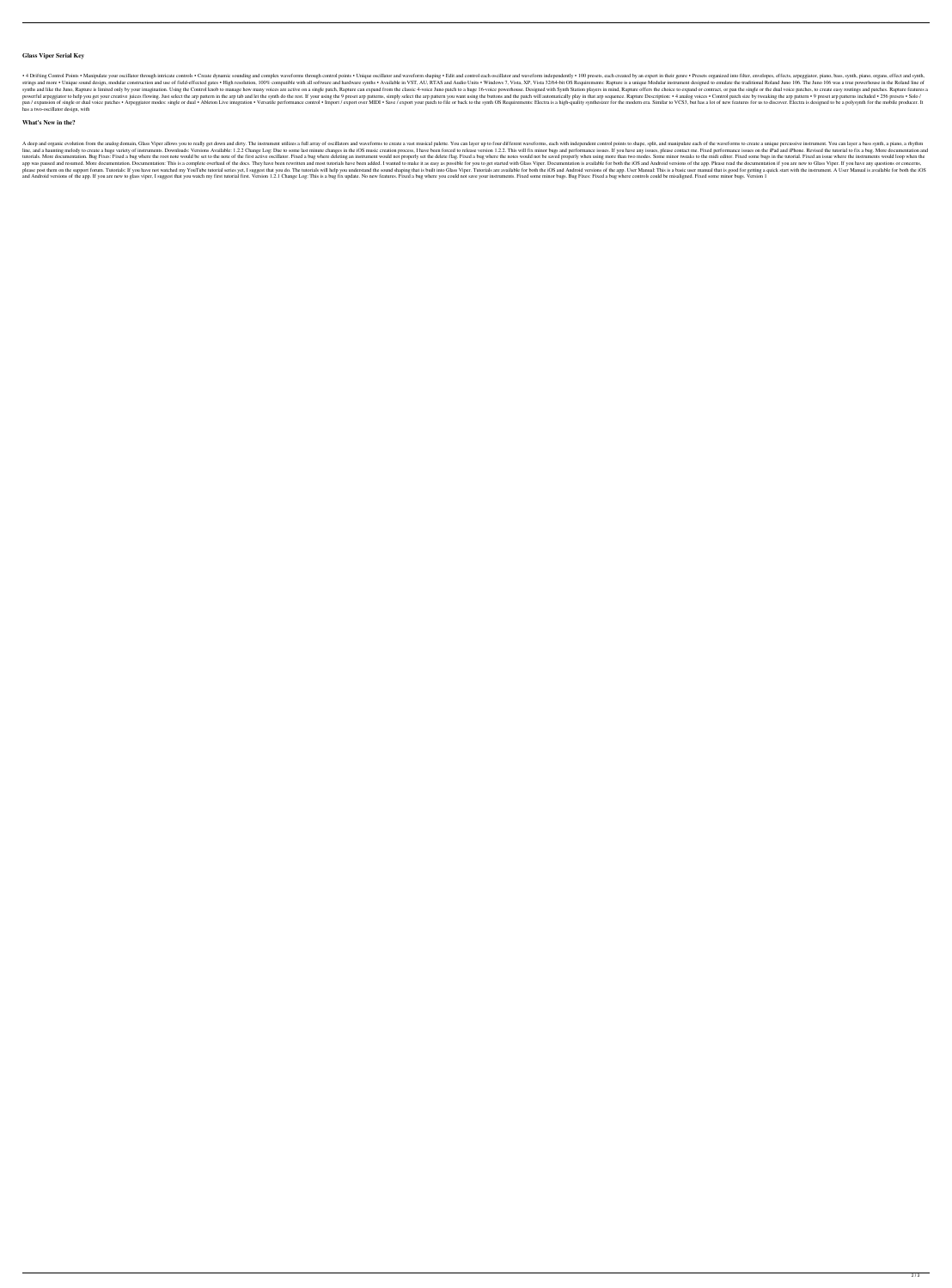### Glass Viper Serial Key

• 4 Drifting Control Points • Manipulate your oscillator through intricate controls • Create dynamic sounding and complex waveforms through control points • Unique oscillator and waveform shaping • Edit and control each oscillator and waveform independently • 100 presets, each created by an expert in their genre • Presets organized into filter, envelopes, effects, arpeggiator, piano, bass, synth, piano, organs, effect and synth, strings and more • Unique sound design, modular construction and use of field-effected gates • High resolution, 100% compatible with all software and hardware synths • Available in VST, AU, RTAS and Audio Units • Windows 7, Vista, XP, Vista 32/64-bit OS Requirements: Rapture is a unique Modular instrument designed to emulate the traditional Roland Juno 106. The Juno 106 was a true powerhouse in the Roland line of synths and like the Juno, Rapture is limited only by your imagination. Using the Control knob to manage how many voices are active on a single patch, Rapture can expand from the classic 4-voice Juno patch to a huge 16-voice powerhouse. Designed with Synth Station players in mind, Rapture offers the choice to expand or contract, or pan the single or the dual voice patches, to create easy routings and patches. Rapture features a powerful arpeggiator to help you get your creative juices flowing. Just select the arp pattern in the arp tab and let the synth do the rest. If your using the 9 preset arp patterns, simply select the arp pattern you want using the buttons and the patch will automatically play in that arp sequence. Rapture Description: • 4 analog voices • Control patch size by tweaking the arp pattern • 9 preset arp patterns included • 256 presets • Solo / pan / expansion of single or dual voice patches • Arpeggiator modes: single or dual • Ableton Live integration • Versatile performance control • Import / export over MIDI • Save / export your patch to file or back to the synth OS Requirements: Electra is a high-quality synthesizer for the modern era. Similar to VCS3, but has a lot of new features for us to discover. Electra is designed to be a polysynth for the mobile producer. It has a two-oscillator design, with

### What's New in the?

A deep and organic evolution from the analog domain, Glass Viper allows you to really get down and dirty. The instrument utilizes a full array of oscillators and waveforms to create a vast musical palette. You can layer up to four different waveforms, each with independent control points to shape, split, and manipulate each of the waveforms to create a unique percussive instrument. You can layer a bass synth, a piano, a rhythm line, and a haunting melody to create a huge variety of instruments. Downloads: Versions Available: 1.2.2 Change Log: Due to some last minute changes in the iOS music creation process, I have been forced to release version 1.2.2. This will fix minor bugs and performance issues. If you have any issues, please contact me. Fixed performance issues on the iPad and iPhone. Revised the tutorial to fix a bug. More documentation and tutorials. More documentation. Bug Fixes: Fixed a bug where the root note would be set to the note of the first active oscillator. Fixed a bug where deleting an instrument would not properly set the delete flag. Fixed a bug where the notes would not be saved properly when using more than two modes. Some minor tweaks to the midi editor. Fixed some bugs in the tutorial. Fixed an issue where the instruments would loop when the app was paused and resumed. More documentation. Documentation: This is a complete overhaul of the docs. They have been rewritten and most tutorials have been added. I wanted to make it as easy as possible for you to get started with Glass Viper. Documentation is available for both the iOS and Android versions of the app. Please read the documentation if you are new to Glass Viper. If you have any questions or concerns, please post them on the support forum. Tutorials: If you have not watched my YouTube tutorial series yet, I suggest that you do. The tutorials will help you understand the sound shaping that is built into Glass Viper. Tutorials are available for both the iOS and Android versions of the app. User Manual: This is a basic user manual that is good for getting a quick start with the instrument. A User Manual is available for both the iOS and Android versions of the app. If you are new to glass viper, I suggest that you watch my first tutorial first. Version 1.2.1 Change Log: This is a bug fix update. No new features. Fixed a bug where you could not save your instruments. Fixed some minor bugs. Bug Fixes: Fixed a bug where controls could be misaligned. Fixed some minor bugs. Version 1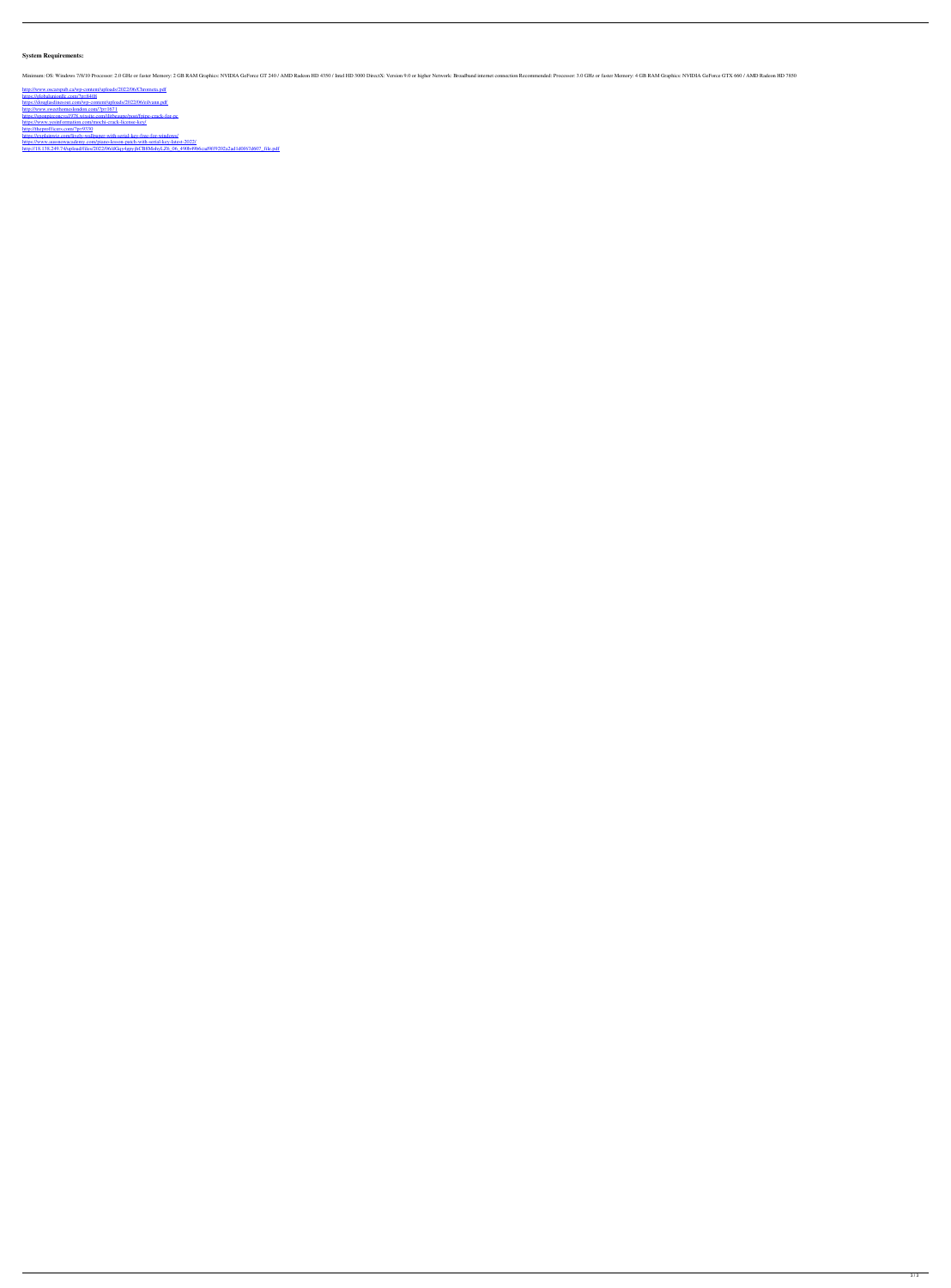**System Requirements:**

Minimum: OS: Windows 7/8/10 Processor: 2.0 GHz or faster Memory: 2 GB RAM Graphics: NVIDIA GeForce GT 240 / AMD Radeon HD 4350 / Intel HD 3000 DirectX: Version 9.0 or higher Network: Broadband internet connection Recommended: Processor: 3.0 GHz or faster Memory: 4 GB RAM Graphics: NVIDIA GeForce GTX 660 / AMD Radeon HD 7850

http://www.oscarspub.ca/wp-content/uploads/2022/06/Chromeis.pdf
https://globalunionllc.com/?p=8408
https://dougfarrellinscout.com/wp-content/uploads/2022/06/nilvann.pdf
http://www.sweethomeslondon.com/?p=1671
https://spongepoucya1978.wixsite.com/litbeaugo/post/fmpe-crack-for-pc
https://www.yesinformation.com/mochi-crack-license-key/
http://theprofficers.com/?p=9530
https://explainerie.com/lively-wallpaper-with-serial-key-free-for-windows/
https://www.aussnowacademy.com/piano-lesson-patch-with-serial-key-latest-2022/
http://18.138.249.74/upload/files/2022/06/dGgv4gpyjhCB8MohyLZ6_06_490b49b6cad9819202a2ad1d0f67d607_file.pdf